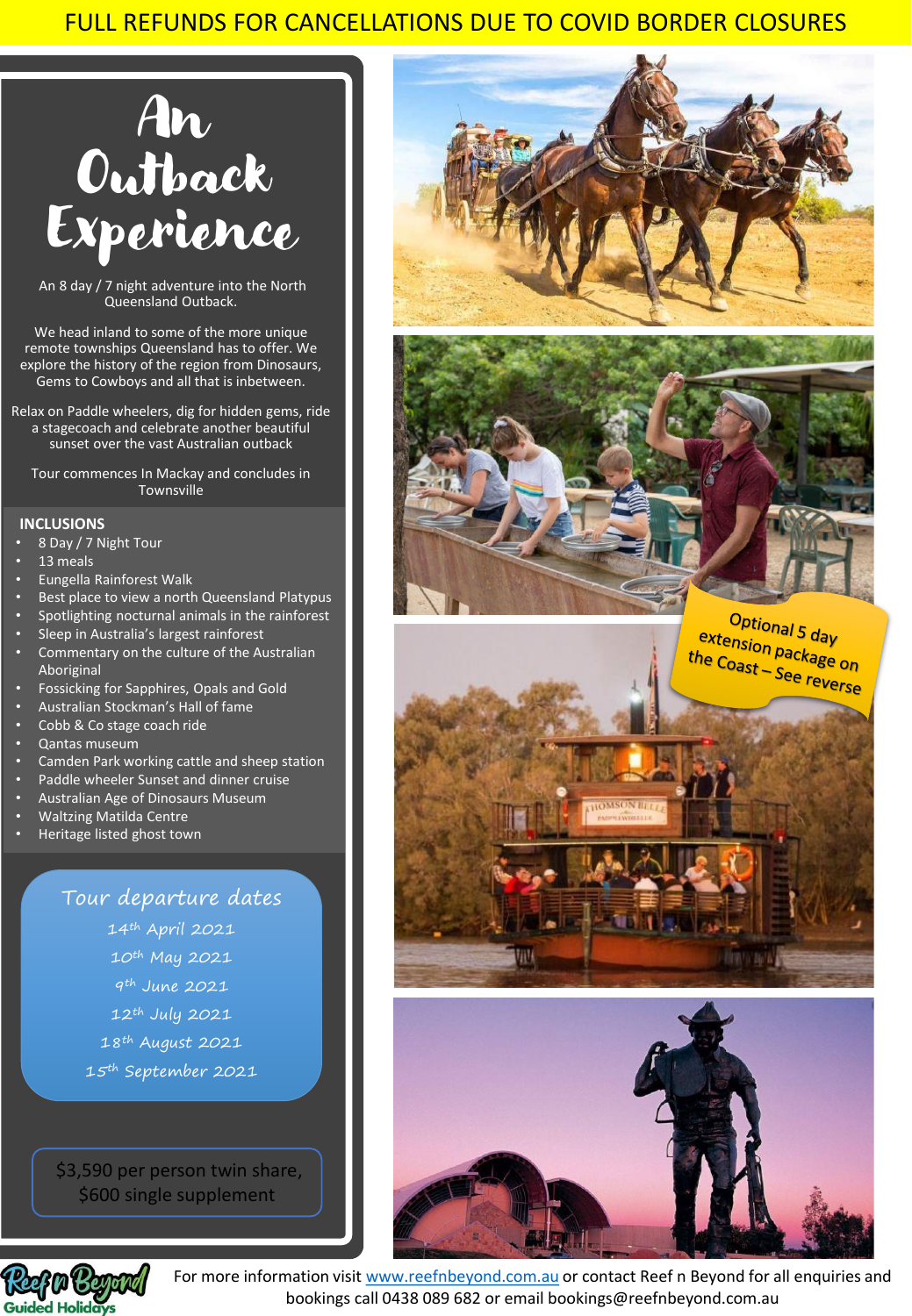FULL REFUNDS FOR CANCELLATIONS DUE TO COVID BORDER CLOSURES

# An Outback Experience

An 8 day / 7 night adventure into the North Queensland Outback.

We head inland to some of the more unique remote townships Queensland has to offer. We explore the history of the region from Dinosaurs, Gems to Cowboys and all that is inbetween.

Relax on Paddle wheelers, dig for hidden gems, ride a stagecoach and celebrate another beautiful sunset over the vast Australian outback

Tour commences In Mackay and concludes in Townsville

## INCLUSIONS

- 8 Day / 7 Night Tour
- 13 meals
- Eungella Rainforest Walk
- Best place to view a north Queensland Platypus
- Spotlighting nocturnal animals in the rainforest
- Sleep in Australia's largest rainforest
- Commentary on the culture of the Australian Aboriginal
- Fossicking for Sapphires, Opals and Gold
- Australian Stockman's Hall of fame
- Cobb & Co stage coach ride
- Qantas museum
- Camden Park working cattle and sheep station
- Paddle wheeler Sunset and dinner cruise
- Australian Age of Dinosaurs Museum
- Waltzing Matilda Centre
- Heritage listed ghost town

## Tour departure dates

14th April 2021

10th May 2021

9th June 2021

12th July 2021

18th August 2021

15th September 2021

$3,590 per person twin share, $600 single supplement

Optional 5 day extension package on the Coast – See reverse

Reef n Beyond Guided Holidays

For more information visit www.reefnbeyond.com.au or contact Reef n Beyond for all enquiries and bookings call 0438 089 682 or email bookings@reefnbeyond.com.au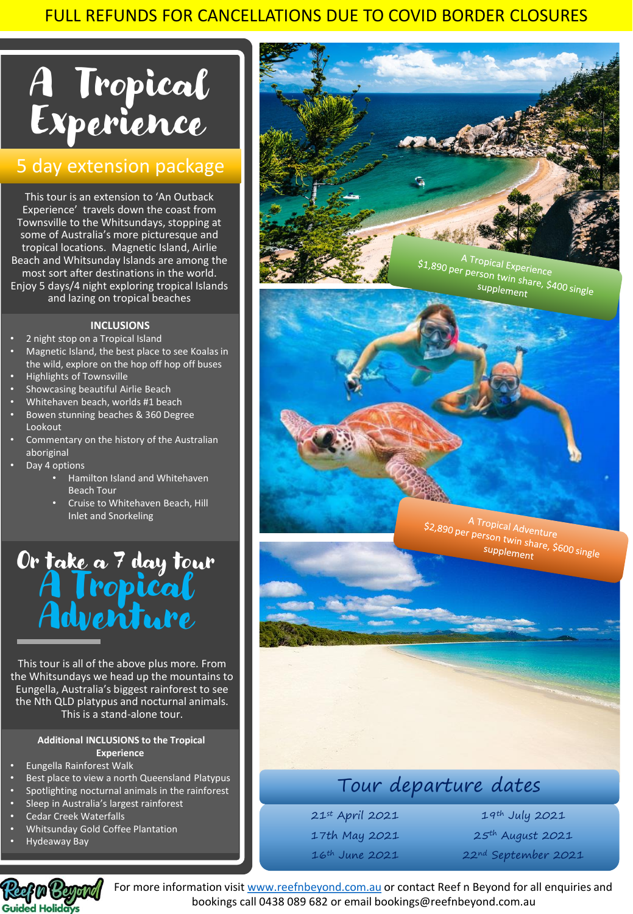FULL REFUNDS FOR CANCELLATIONS DUE TO COVID BORDER CLOSURES

# A Tropical Experience

## 5 day extension package

This tour is an extension to 'An Outback Experience' travels down the coast from Townsville to the Whitsundays, stopping at some of Australia's more picturesque and tropical locations. Magnetic Island, Airlie Beach and Whitsunday Islands are among the most sort after destinations in the world. Enjoy 5 days/4 night exploring tropical Islands and lazing on tropical beaches

### INCLUSIONS

- 2 night stop on a Tropical Island
- Magnetic Island, the best place to see Koalas in the wild, explore on the hop off hop off buses
- Highlights of Townsville
- Showcasing beautiful Airlie Beach
- Whitehaven beach, worlds #1 beach
- Bowen stunning beaches & 360 Degree Lookout
- Commentary on the history of the Australian aboriginal
- Day 4 options
  - Hamilton Island and Whitehaven Beach Tour
  - Cruise to Whitehaven Beach, Hill Inlet and Snorkeling

## Or take a 7 day tour A Tropical Adventure

This tour is all of the above plus more. From the Whitsundays we head up the mountains to Eungella, Australia's biggest rainforest to see the Nth QLD platypus and nocturnal animals. This is a stand-alone tour.

### Additional INCLUSIONS to the Tropical Experience

- Eungella Rainforest Walk
- Best place to view a north Queensland Platypus
- Spotlighting nocturnal animals in the rainforest
- Sleep in Australia's largest rainforest
- Cedar Creek Waterfalls
- Whitsunday Gold Coffee Plantation
- Hydeaway Bay

A Tropical Experience
$1,890 per person twin share, $400 single supplement

A Tropical Adventure
$2,890 per person twin share, $600 single supplement

## Tour departure dates

| | |
|---|---|
| 21st April 2021 | 19th July 2021 |
| 17th May 2021 | 25th August 2021 |
| 16th June 2021 | 22nd September 2021 |

Reef n Beyond Guided Holidays

For more information visit www.reefnbeyond.com.au or contact Reef n Beyond for all enquiries and bookings call 0438 089 682 or email bookings@reefnbeyond.com.au